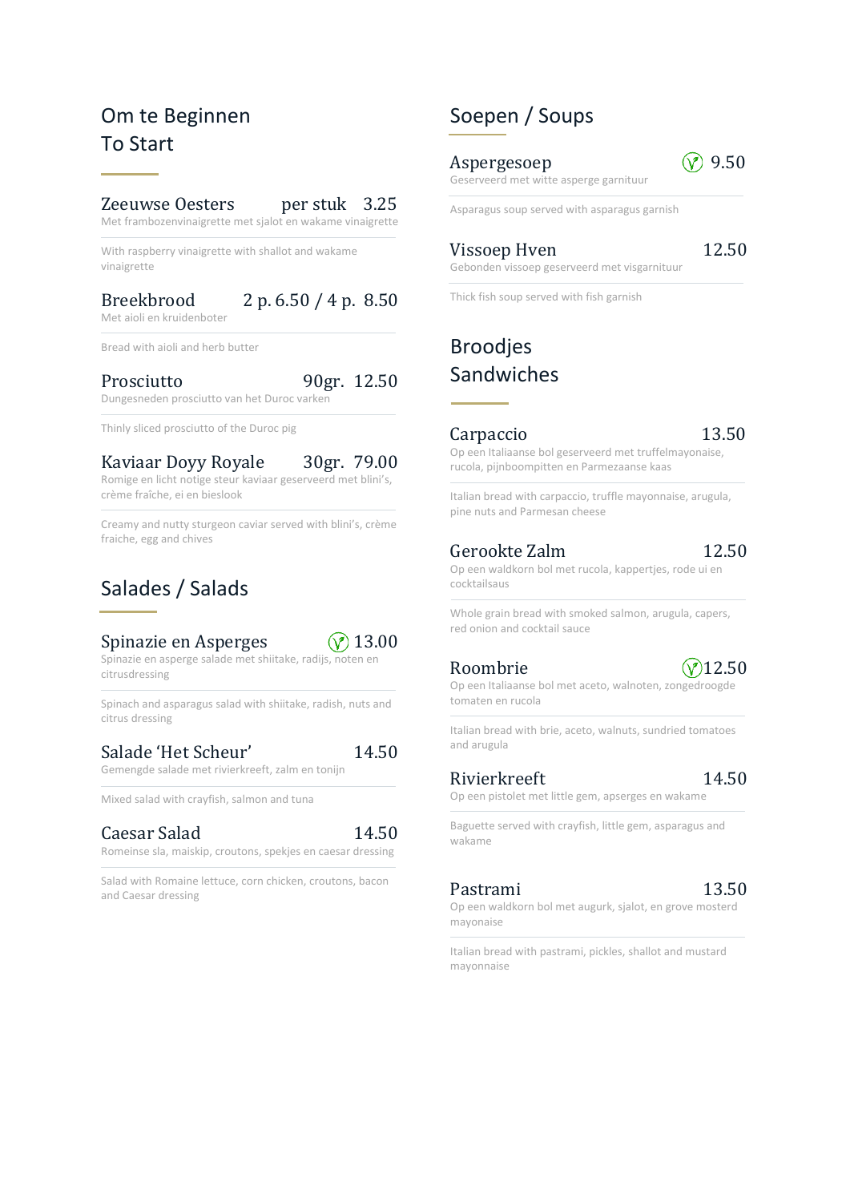## Om te Beginnen
## To Start

**Zeeuwse Oesters** per stuk 3.25
Met frambozenvinaigrette met sjalot en wakame vinaigrette

With raspberry vinaigrette with shallot and wakame vinaigrette

**Breekbrood** 2 p. 6.50 / 4 p. 8.50
Met aioli en kruidenboter

Bread with aioli and herb butter

**Prosciutto** 90gr. 12.50
Dungesneden prosciutto van het Duroc varken

Thinly sliced prosciutto of the Duroc pig

**Kaviaar Doyy Royale** 30gr. 79.00
Romige en licht notige steur kaviaar geserveerd met blini's, crème fraîche, ei en bieslook

Creamy and nutty sturgeon caviar served with blini's, crème fraiche, egg and chives

## Salades / Salads

**Spinazie en Asperges** (V) 13.00
Spinazie en asperge salade met shiitake, radijs, noten en citrusdressing

Spinach and asparagus salad with shiitake, radish, nuts and citrus dressing

**Salade 'Het Scheur'** 14.50
Gemengde salade met rivierkreeft, zalm en tonijn

Mixed salad with crayfish, salmon and tuna

**Caesar Salad** 14.50
Romeinse sla, maiskip, croutons, spekjes en caesar dressing

Salad with Romaine lettuce, corn chicken, croutons, bacon and Caesar dressing

## Soepen / Soups

**Aspergesoep** (V) 9.50
Geserveerd met witte asperge garnituur

Asparagus soup served with asparagus garnish

**Vissoep Hven** 12.50
Gebonden vissoep geserveerd met visgarnituur

Thick fish soup served with fish garnish

## Broodjes
## Sandwiches

**Carpaccio** 13.50
Op een Italiaanse bol geserveerd met truffelmayonaise, rucola, pijnboompitten en Parmezaanse kaas

Italian bread with carpaccio, truffle mayonnaise, arugula, pine nuts and Parmesan cheese

**Gerookte Zalm** 12.50
Op een waldkorn bol met rucola, kappertjes, rode ui en cocktailsaus

Whole grain bread with smoked salmon, arugula, capers, red onion and cocktail sauce

**Roombrie** (V) 12.50
Op een Italiaanse bol met aceto, walnoten, zongedroogde tomaten en rucola

Italian bread with brie, aceto, walnuts, sundried tomatoes and arugula

**Rivierkreeft** 14.50
Op een pistolet met little gem, apserges en wakame

Baguette served with crayfish, little gem, asparagus and wakame

**Pastrami** 13.50
Op een waldkorn bol met augurk, sjalot, en grove mosterd mayonaise

Italian bread with pastrami, pickles, shallot and mustard mayonnaise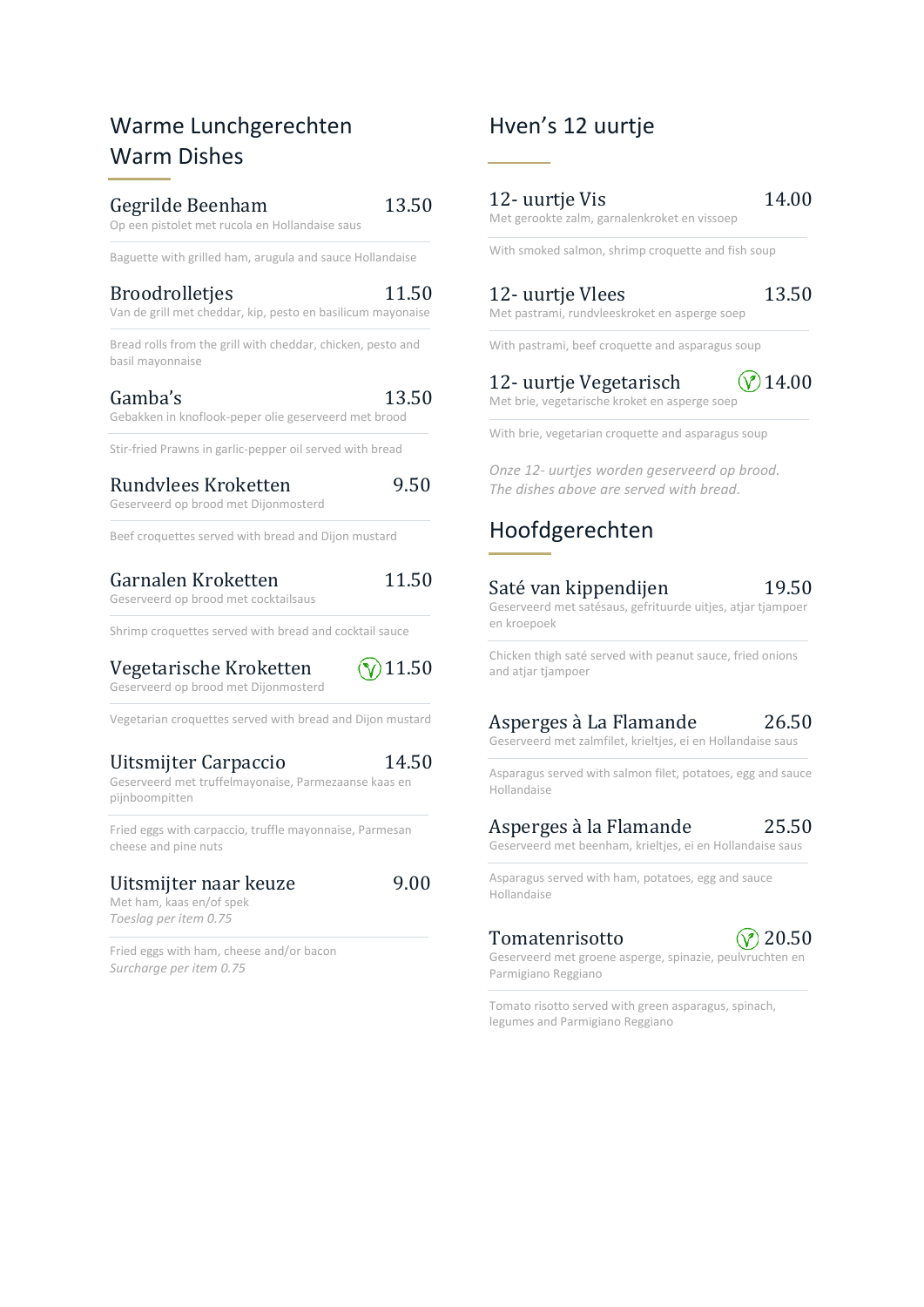## Warme Lunchgerechten
## Warm Dishes

**Gegrilde Beenham** 13.50
Op een pistolet met rucola en Hollandaise saus

Baguette with grilled ham, arugula and sauce Hollandaise

**Broodrolletjes** 11.50
Van de grill met cheddar, kip, pesto en basilicum mayonaise

Bread rolls from the grill with cheddar, chicken, pesto and basil mayonnaise

**Gamba's** 13.50
Gebakken in knoflook-peper olie geserveerd met brood

Stir-fried Prawns in garlic-pepper oil served with bread

**Rundvlees Kroketten** 9.50
Geserveerd op brood met Dijonmosterd

Beef croquettes served with bread and Dijon mustard

**Garnalen Kroketten** 11.50
Geserveerd op brood met cocktailsaus

Shrimp croquettes served with bread and cocktail sauce

**Vegetarische Kroketten** (V) 11.50
Geserveerd op brood met Dijonmosterd

Vegetarian croquettes served with bread and Dijon mustard

**Uitsmijter Carpaccio** 14.50
Geserveerd met truffelmayonaise, Parmezaanse kaas en pijnboompitten

Fried eggs with carpaccio, truffle mayonnaise, Parmesan cheese and pine nuts

**Uitsmijter naar keuze** 9.00
Met ham, kaas en/of spek
*Toeslag per item 0.75*

Fried eggs with ham, cheese and/or bacon
*Surcharge per item 0.75*

## Hven's 12 uurtje

**12- uurtje Vis** 14.00
Met gerookte zalm, garnalenkroket en vissoep

With smoked salmon, shrimp croquette and fish soup

**12- uurtje Vlees** 13.50
Met pastrami, rundvleeskroket en asperge soep

With pastrami, beef croquette and asparagus soup

**12- uurtje Vegetarisch** (V) 14.00
Met brie, vegetarische kroket en asperge soep

With brie, vegetarian croquette and asparagus soup

*Onze 12- uurtjes worden geserveerd op brood.*
*The dishes above are served with bread.*

## Hoofdgerechten

**Saté van kippendijen** 19.50
Geserveerd met satésaus, gefrituurde uitjes, atjar tjampoer en kroepoek

Chicken thigh saté served with peanut sauce, fried onions and atjar tjampoer

**Asperges à La Flamande** 26.50
Geserveerd met zalmfilet, krieltjes, ei en Hollandaise saus

Asparagus served with salmon filet, potatoes, egg and sauce Hollandaise

**Asperges à la Flamande** 25.50
Geserveerd met beenham, krieltjes, ei en Hollandaise saus

Asparagus served with ham, potatoes, egg and sauce Hollandaise

**Tomatenrisotto** (V) 20.50
Geserveerd met groene asperge, spinazie, peulvruchten en Parmigiano Reggiano

Tomato risotto served with green asparagus, spinach, legumes and Parmigiano Reggiano